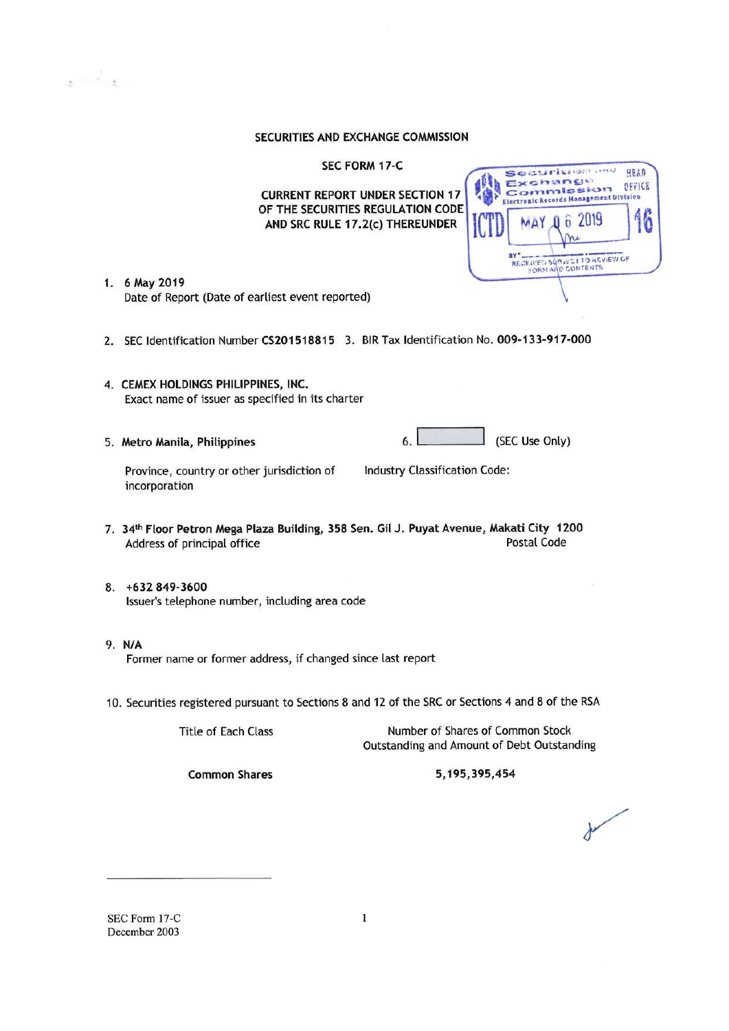# SECURITIES AND EXCHANGE COMMISSION

## SEC FORM 17-C

## CURRENT REPORT UNDER SECTION 17 OF THE SECURITIES REGULATION CODE AND SRC RULE 17.2(c) THEREUNDER

1. **6 May 2019**
   Date of Report (Date of earliest event reported)

2. SEC Identification Number **CS201518815** 3. BIR Tax Identification No. **009-133-917-000**

4. **CEMEX HOLDINGS PHILIPPINES, INC.**
   Exact name of issuer as specified in its charter

5. **Metro Manila, Philippines**
   Province, country or other jurisdiction of incorporation

6. (SEC Use Only)
   Industry Classification Code:

7. **34th Floor Petron Mega Plaza Building, 358 Sen. Gil J. Puyat Avenue, Makati City** **1200**
   Address of principal office Postal Code

8. **+632 849-3600**
   Issuer's telephone number, including area code

9. **N/A**
   Former name or former address, if changed since last report

10. Securities registered pursuant to Sections 8 and 12 of the SRC or Sections 4 and 8 of the RSA

| Title of Each Class | Number of Shares of Common Stock Outstanding and Amount of Debt Outstanding |
|---|---|
| **Common Shares** | **5,195,395,454** |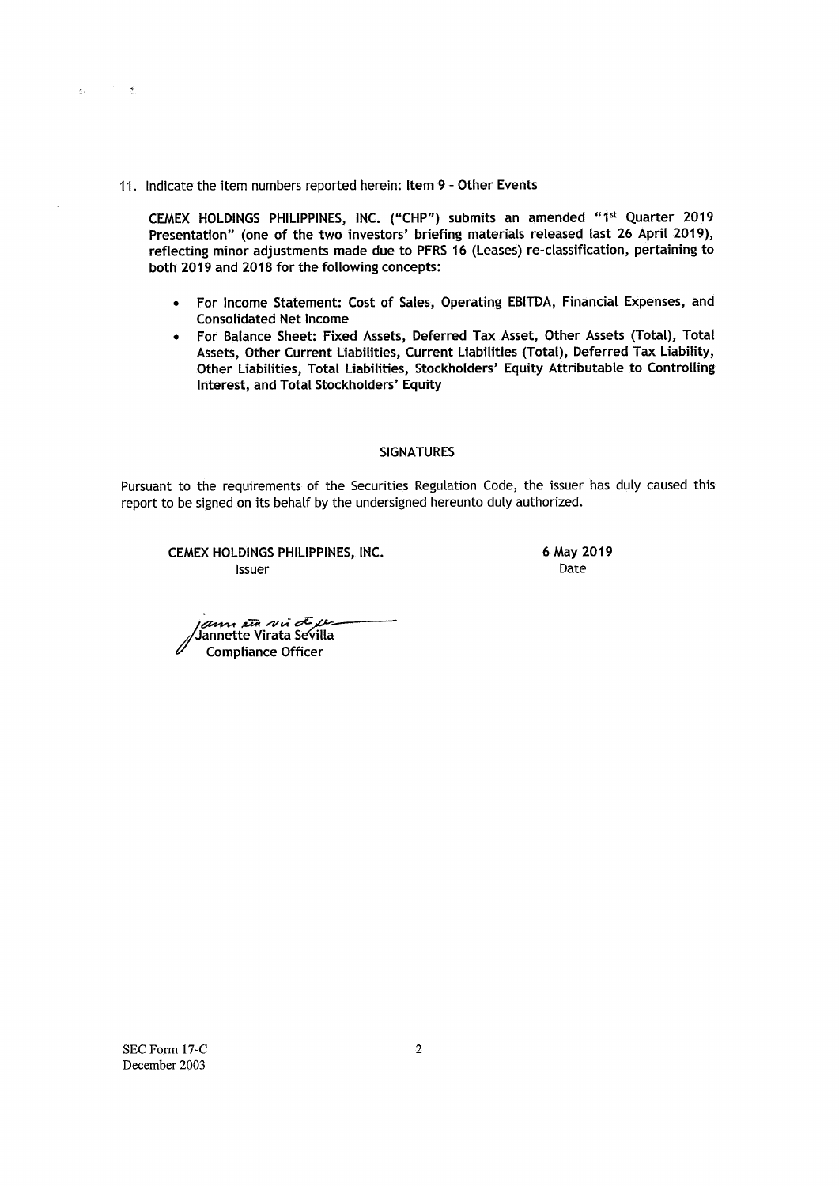11. Indicate the item numbers reported herein: **Item 9 - Other Events**

**CEMEX HOLDINGS PHILIPPINES, INC. ("CHP") submits an amended "1st Quarter 2019 Presentation" (one of the two investors' briefing materials released last 26 April 2019), reflecting minor adjustments made due to PFRS 16 (Leases) re-classification, pertaining to both 2019 and 2018 for the following concepts:**

- **For Income Statement: Cost of Sales, Operating EBITDA, Financial Expenses, and Consolidated Net Income**
- **For Balance Sheet: Fixed Assets, Deferred Tax Asset, Other Assets (Total), Total Assets, Other Current Liabilities, Current Liabilities (Total), Deferred Tax Liability, Other Liabilities, Total Liabilities, Stockholders' Equity Attributable to Controlling Interest, and Total Stockholders' Equity**

## SIGNATURES

Pursuant to the requirements of the Securities Regulation Code, the issuer has duly caused this report to be signed on its behalf by the undersigned hereunto duly authorized.

**CEMEX HOLDINGS PHILIPPINES, INC.**
Issuer

**6 May 2019**
Date

**Jannette Virata Sevilla**
**Compliance Officer**

SEC Form 17-C
December 2003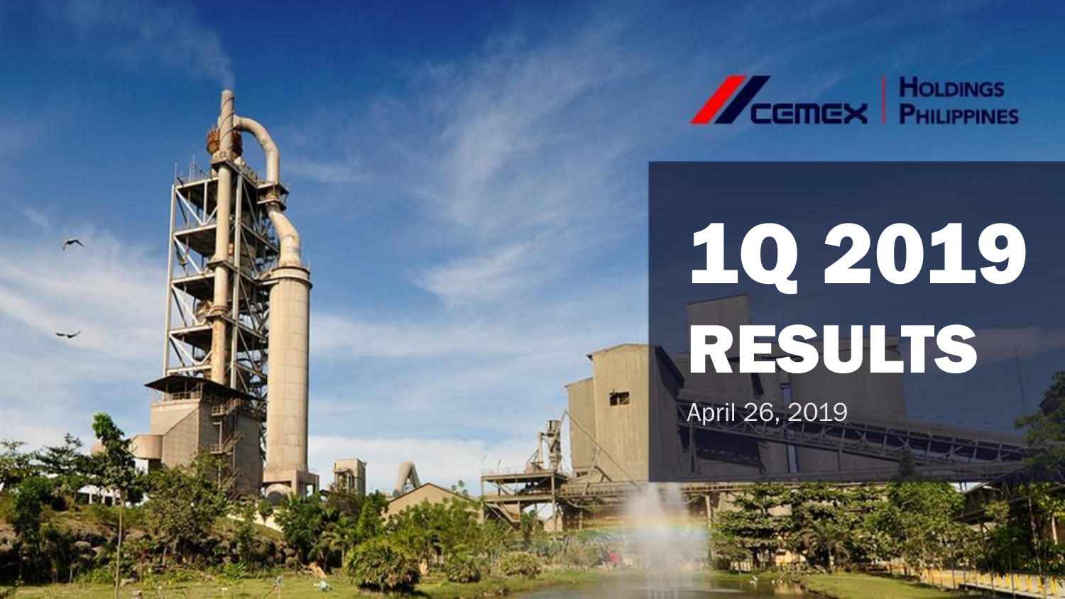CEMEX | HOLDINGS PHILIPPINES

# 1Q 2019 RESULTS

April 26, 2019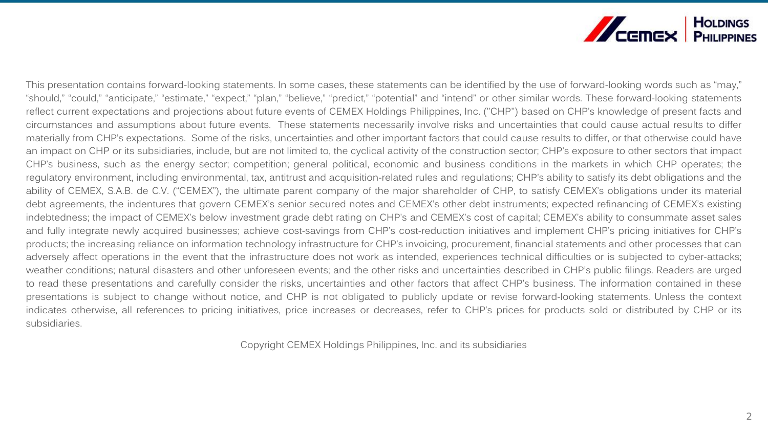This presentation contains forward-looking statements. In some cases, these statements can be identified by the use of forward-looking words such as "may," "should," "could," "anticipate," "estimate," "expect," "plan," "believe," "predict," "potential" and "intend" or other similar words. These forward-looking statements reflect current expectations and projections about future events of CEMEX Holdings Philippines, Inc. ("CHP") based on CHP's knowledge of present facts and circumstances and assumptions about future events. These statements necessarily involve risks and uncertainties that could cause actual results to differ materially from CHP's expectations. Some of the risks, uncertainties and other important factors that could cause results to differ, or that otherwise could have an impact on CHP or its subsidiaries, include, but are not limited to, the cyclical activity of the construction sector; CHP's exposure to other sectors that impact CHP's business, such as the energy sector; competition; general political, economic and business conditions in the markets in which CHP operates; the regulatory environment, including environmental, tax, antitrust and acquisition-related rules and regulations; CHP's ability to satisfy its debt obligations and the ability of CEMEX, S.A.B. de C.V. ("CEMEX"), the ultimate parent company of the major shareholder of CHP, to satisfy CEMEX's obligations under its material debt agreements, the indentures that govern CEMEX's senior secured notes and CEMEX's other debt instruments; expected refinancing of CEMEX's existing indebtedness; the impact of CEMEX's below investment grade debt rating on CHP's and CEMEX's cost of capital; CEMEX's ability to consummate asset sales and fully integrate newly acquired businesses; achieve cost-savings from CHP's cost-reduction initiatives and implement CHP's pricing initiatives for CHP's products; the increasing reliance on information technology infrastructure for CHP's invoicing, procurement, financial statements and other processes that can adversely affect operations in the event that the infrastructure does not work as intended, experiences technical difficulties or is subjected to cyber-attacks; weather conditions; natural disasters and other unforeseen events; and the other risks and uncertainties described in CHP's public filings. Readers are urged to read these presentations and carefully consider the risks, uncertainties and other factors that affect CHP's business. The information contained in these presentations is subject to change without notice, and CHP is not obligated to publicly update or revise forward-looking statements. Unless the context indicates otherwise, all references to pricing initiatives, price increases or decreases, refer to CHP's prices for products sold or distributed by CHP or its subsidiaries.

Copyright CEMEX Holdings Philippines, Inc. and its subsidiaries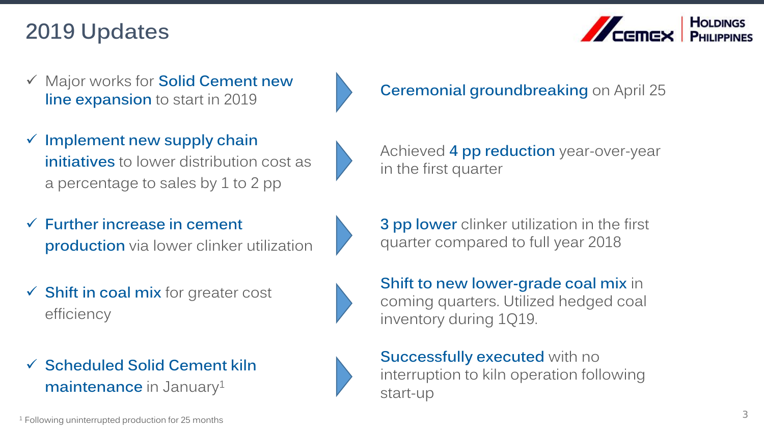# 2019 Updates

| 2019 Target | Update |
|---|---|
| ✓ Major works for **Solid Cement new line expansion** to start in 2019 | **Ceremonial groundbreaking** on April 25 |
| ✓ **Implement new supply chain initiatives** to lower distribution cost as a percentage to sales by 1 to 2 pp | Achieved **4 pp reduction** year-over-year in the first quarter |
| ✓ **Further increase in cement production** via lower clinker utilization | **3 pp lower** clinker utilization in the first quarter compared to full year 2018 |
| ✓ **Shift in coal mix** for greater cost efficiency | **Shift to new lower-grade coal mix** in coming quarters. Utilized hedged coal inventory during 1Q19. |
| ✓ **Scheduled Solid Cement kiln maintenance** in January[1] | **Successfully executed** with no interruption to kiln operation following start-up |

[1] Following uninterrupted production for 25 months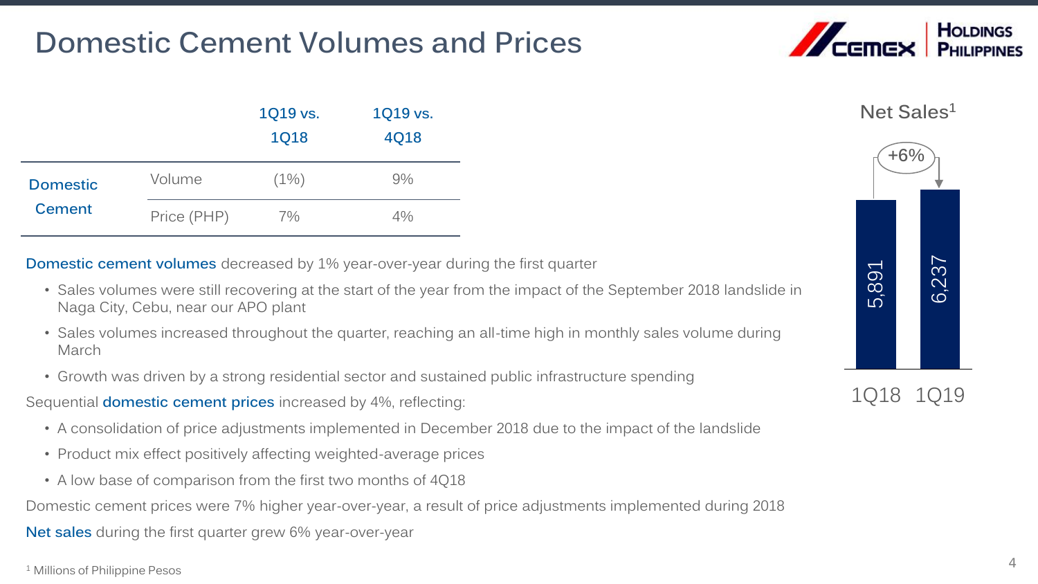# Domestic Cement Volumes and Prices

| | | 1Q19 vs. 1Q18 | 1Q19 vs. 4Q18 |
|---|---|---|---|
| Domestic Cement | Volume | (1%) | 9% |
| | Price (PHP) | 7% | 4% |

Net Sales[1]

| | 1Q18 | 1Q19 |
|---|---|---|
| Net Sales | 5,891 | 6,237 |

+6%

Domestic cement volumes decreased by 1% year-over-year during the first quarter

- Sales volumes were still recovering at the start of the year from the impact of the September 2018 landslide in Naga City, Cebu, near our APO plant
- Sales volumes increased throughout the quarter, reaching an all-time high in monthly sales volume during March
- Growth was driven by a strong residential sector and sustained public infrastructure spending

Sequential domestic cement prices increased by 4%, reflecting:

- A consolidation of price adjustments implemented in December 2018 due to the impact of the landslide
- Product mix effect positively affecting weighted-average prices
- A low base of comparison from the first two months of 4Q18

Domestic cement prices were 7% higher year-over-year, a result of price adjustments implemented during 2018

Net sales during the first quarter grew 6% year-over-year

[1] Millions of Philippine Pesos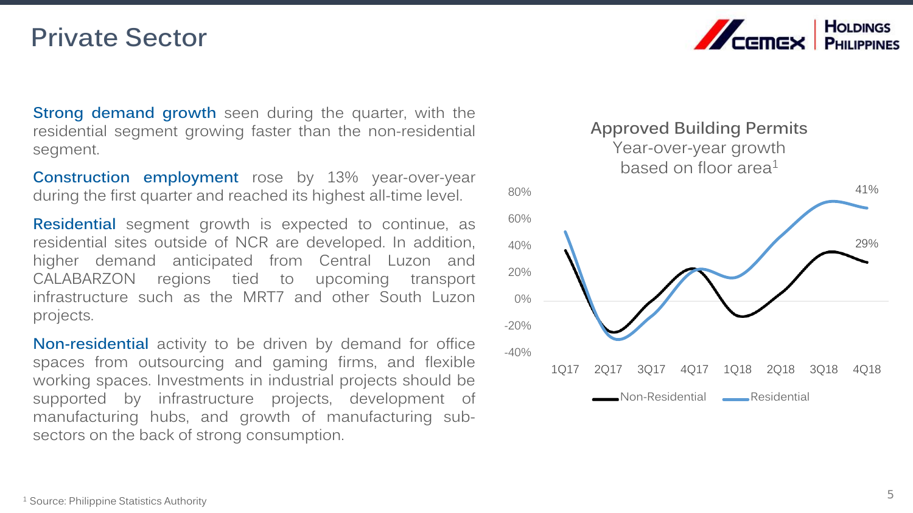# Private Sector

**Strong demand growth** seen during the quarter, with the residential segment growing faster than the non-residential segment.

**Construction employment** rose by 13% year-over-year during the first quarter and reached its highest all-time level.

**Residential** segment growth is expected to continue, as residential sites outside of NCR are developed. In addition, higher demand anticipated from Central Luzon and CALABARZON regions tied to upcoming transport infrastructure such as the MRT7 and other South Luzon projects.

**Non-residential** activity to be driven by demand for office spaces from outsourcing and gaming firms, and flexible working spaces. Investments in industrial projects should be supported by infrastructure projects, development of manufacturing hubs, and growth of manufacturing sub-sectors on the back of strong consumption.

**Approved Building Permits**
Year-over-year growth based on floor area[1]

80%
60%
40%
20%
0%
-20%
-40%

1Q17 2Q17 3Q17 4Q17 1Q18 2Q18 3Q18 4Q18

41%
29%

Non-Residential Residential

[1] Source: Philippine Statistics Authority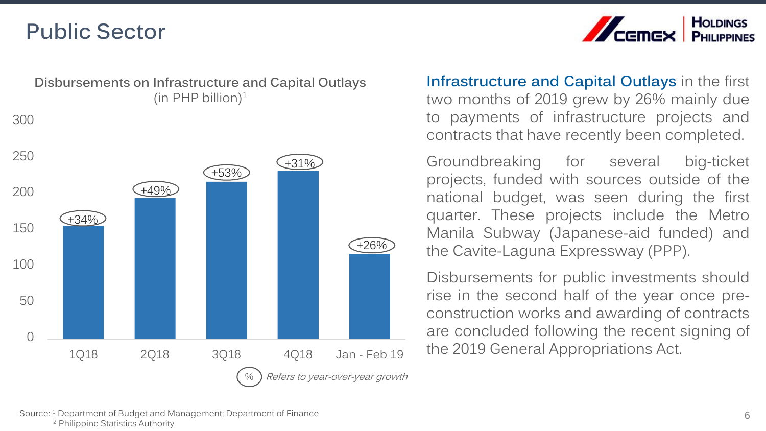# Public Sector

**Disbursements on Infrastructure and Capital Outlays** (in PHP billion)[1]

| Period | Year-over-year growth |
|---|---|
| 1Q18 | +34% |
| 2Q18 | +49% |
| 3Q18 | +53% |
| 4Q18 | +31% |
| Jan - Feb 19 | +26% |

% *Refers to year-over-year growth*

**Infrastructure and Capital Outlays** in the first two months of 2019 grew by 26% mainly due to payments of infrastructure projects and contracts that have recently been completed.

Groundbreaking for several big-ticket projects, funded with sources outside of the national budget, was seen during the first quarter. These projects include the Metro Manila Subway (Japanese-aid funded) and the Cavite-Laguna Expressway (PPP).

Disbursements for public investments should rise in the second half of the year once pre-construction works and awarding of contracts are concluded following the recent signing of the 2019 General Appropriations Act.

Source: [1] Department of Budget and Management; Department of Finance
[2] Philippine Statistics Authority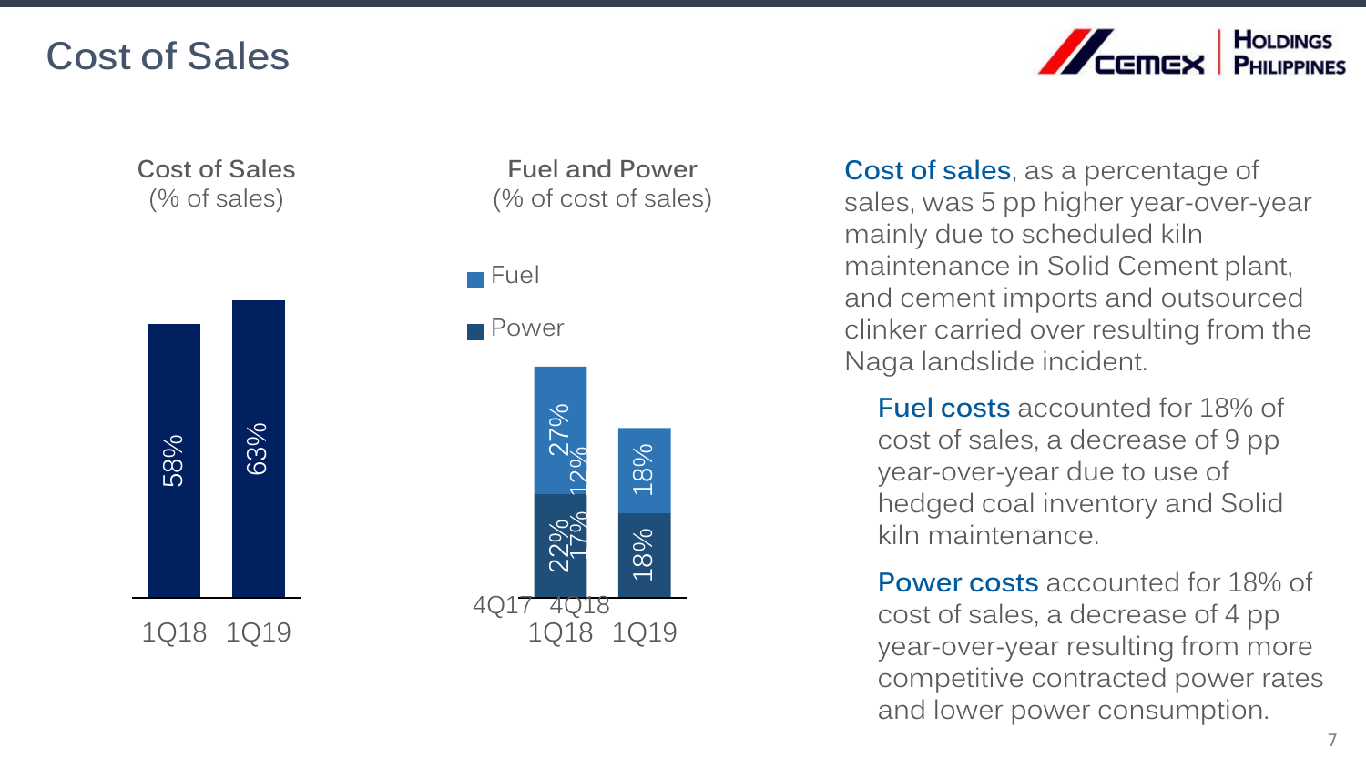# Cost of Sales

**Cost of Sales**
(% of sales)

| | 1Q18 | 1Q19 |
|---|---|---|
| Cost of Sales | 58% | 63% |

**Fuel and Power**
(% of cost of sales)

| | 1Q18 | 1Q19 |
|---|---|---|
| Fuel | 27% | 18% |
| Power | 22% | 18% |

Cost of sales, as a percentage of sales, was 5 pp higher year-over-year mainly due to scheduled kiln maintenance in Solid Cement plant, and cement imports and outsourced clinker carried over resulting from the Naga landslide incident.

- Fuel costs accounted for 18% of cost of sales, a decrease of 9 pp year-over-year due to use of hedged coal inventory and Solid kiln maintenance.
- Power costs accounted for 18% of cost of sales, a decrease of 4 pp year-over-year resulting from more competitive contracted power rates and lower power consumption.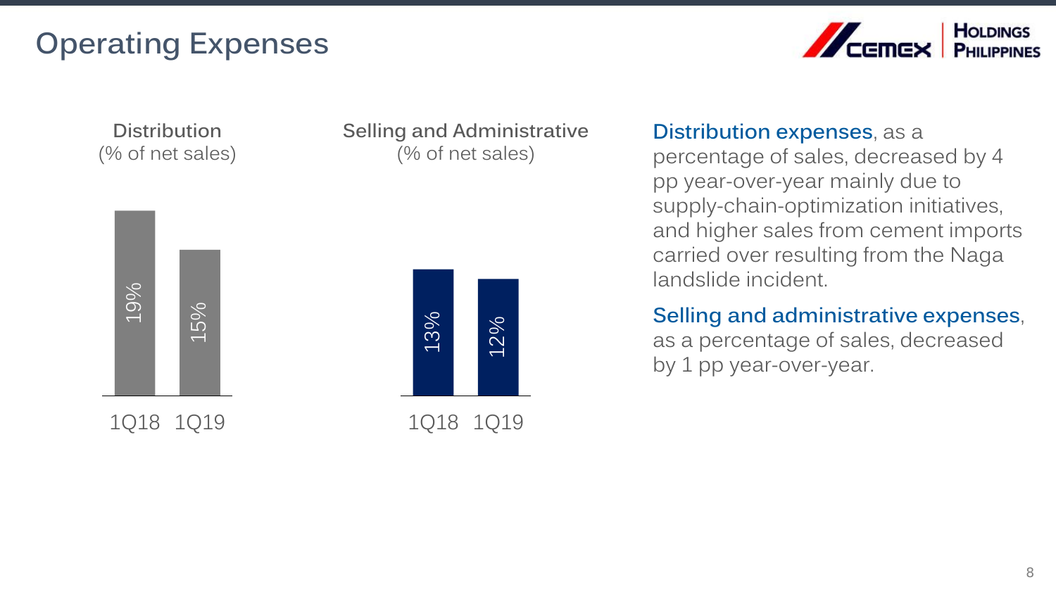# Operating Expenses

**Distribution**
(% of net sales)

| 1Q18 | 1Q19 |
|---|---|
| 19% | 15% |

**Selling and Administrative**
(% of net sales)

| 1Q18 | 1Q19 |
|---|---|
| 13% | 12% |

**Distribution expenses**, as a percentage of sales, decreased by 4 pp year-over-year mainly due to supply-chain-optimization initiatives, and higher sales from cement imports carried over resulting from the Naga landslide incident.

**Selling and administrative expenses**, as a percentage of sales, decreased by 1 pp year-over-year.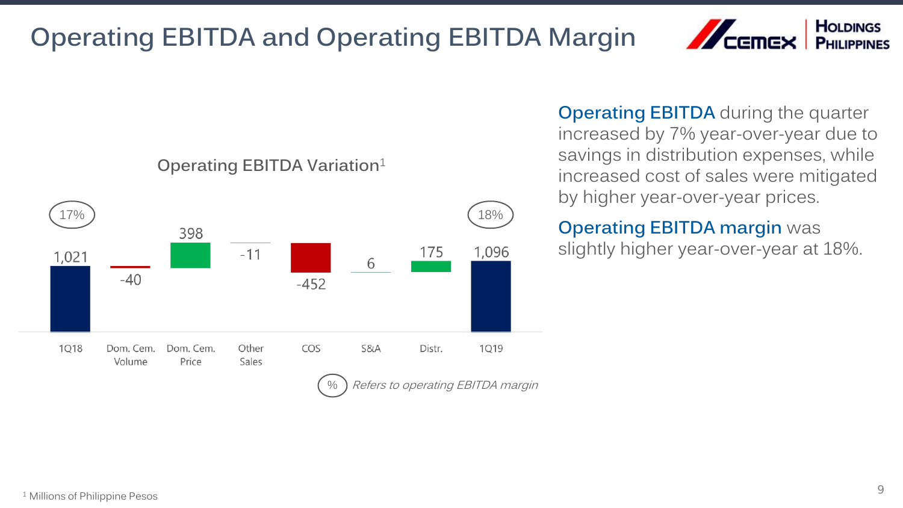# Operating EBITDA and Operating EBITDA Margin

## Operating EBITDA Variation[1]

| | 1Q18 | Dom. Cem. Volume | Dom. Cem. Price | Other Sales | COS | S&A | Distr. | 1Q19 |
|---|---|---|---|---|---|---|---|---|
| Value | 1,021 | -40 | 398 | -11 | -452 | 6 | 175 | 1,096 |
| Operating EBITDA margin | 17% | | | | | | | 18% |

% *Refers to operating EBITDA margin*

**Operating EBITDA** during the quarter increased by 7% year-over-year due to savings in distribution expenses, while increased cost of sales were mitigated by higher year-over-year prices.

**Operating EBITDA margin** was slightly higher year-over-year at 18%.

[1] Millions of Philippine Pesos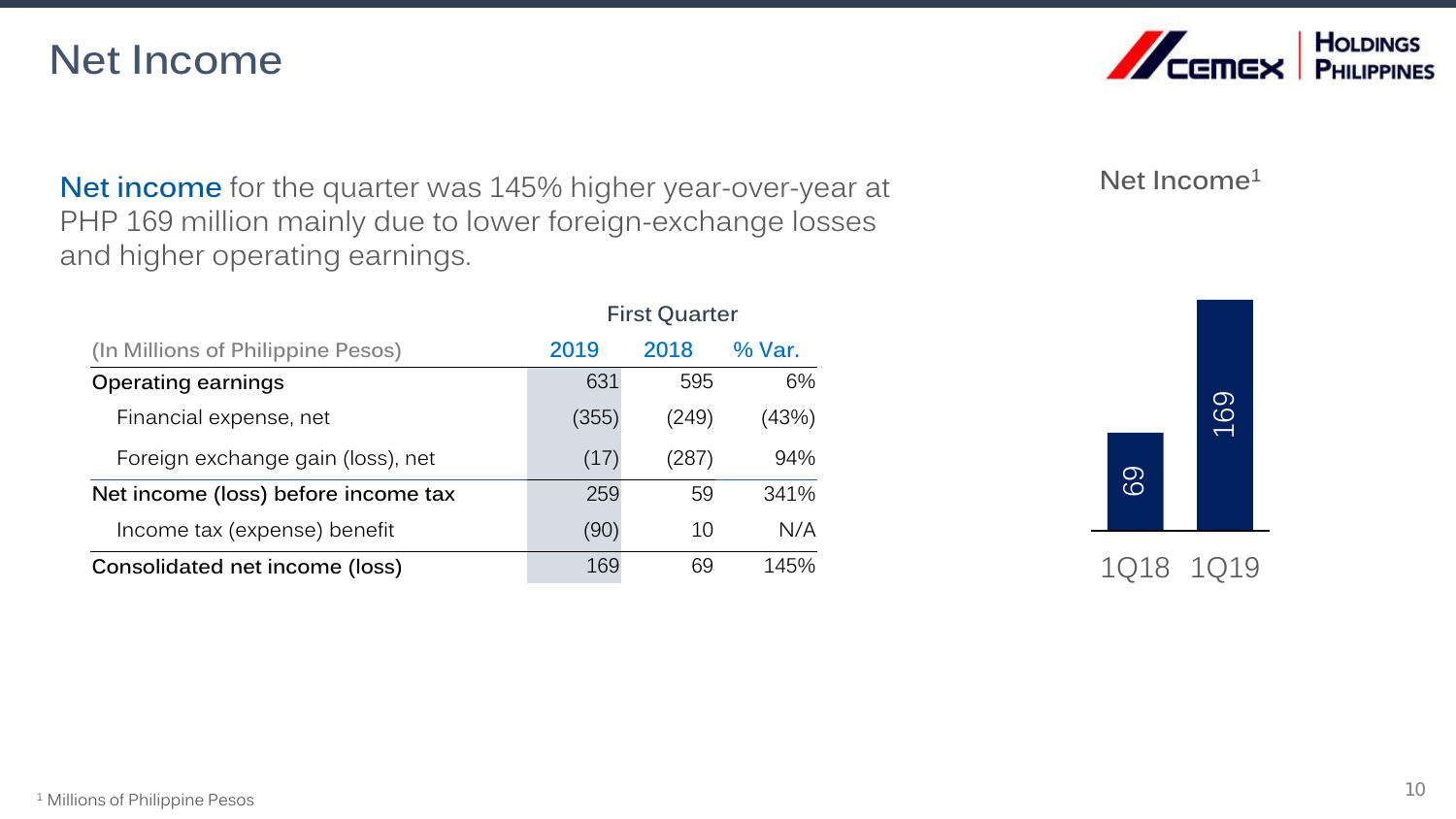# Net Income

**Net income** for the quarter was 145% higher year-over-year at PHP 169 million mainly due to lower foreign-exchange losses and higher operating earnings.

| (In Millions of Philippine Pesos) | First Quarter 2019 | 2018 | % Var. |
|---|---|---|---|
| Operating earnings | 631 | 595 | 6% |
| Financial expense, net | (355) | (249) | (43%) |
| Foreign exchange gain (loss), net | (17) | (287) | 94% |
| Net income (loss) before income tax | 259 | 59 | 341% |
| Income tax (expense) benefit | (90) | 10 | N/A |
| Consolidated net income (loss) | 169 | 69 | 145% |

Net Income[1]

| | 1Q18 | 1Q19 |
|---|---|---|
| Net Income | 69 | 169 |

[1] Millions of Philippine Pesos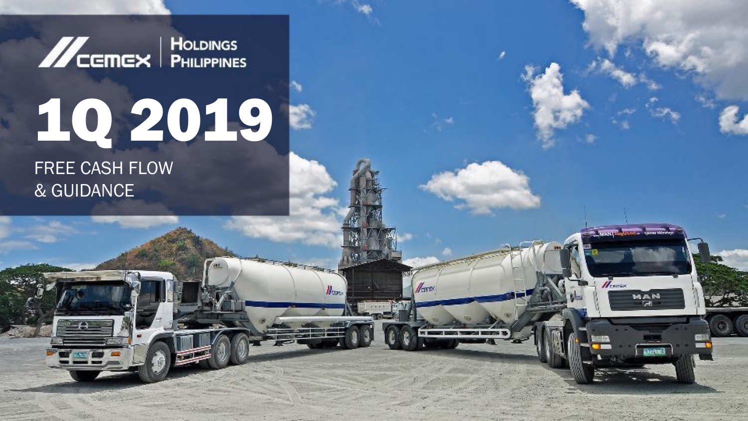CEMEX | HOLDINGS PHILIPPINES

# 1Q 2019

FREE CASH FLOW
& GUIDANCE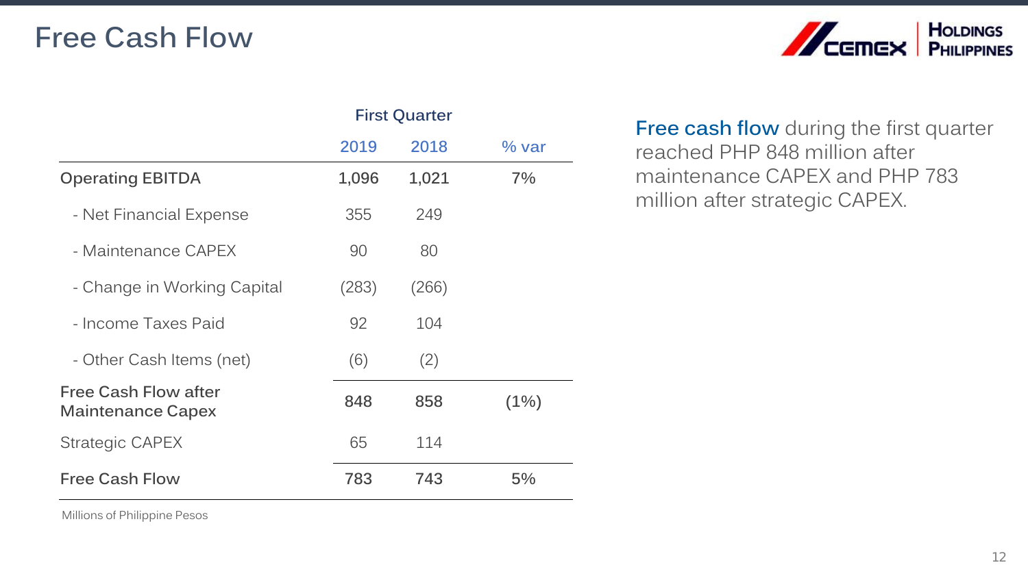# Free Cash Flow

| | First Quarter | | |
|---|---|---|---|
| | 2019 | 2018 | % var |
| **Operating EBITDA** | **1,096** | **1,021** | **7%** |
| - Net Financial Expense | 355 | 249 | |
| - Maintenance CAPEX | 90 | 80 | |
| - Change in Working Capital | (283) | (266) | |
| - Income Taxes Paid | 92 | 104 | |
| - Other Cash Items (net) | (6) | (2) | |
| **Free Cash Flow after Maintenance Capex** | **848** | **858** | **(1%)** |
| Strategic CAPEX | 65 | 114 | |
| **Free Cash Flow** | **783** | **743** | **5%** |

Millions of Philippine Pesos

**Free cash flow** during the first quarter reached PHP 848 million after maintenance CAPEX and PHP 783 million after strategic CAPEX.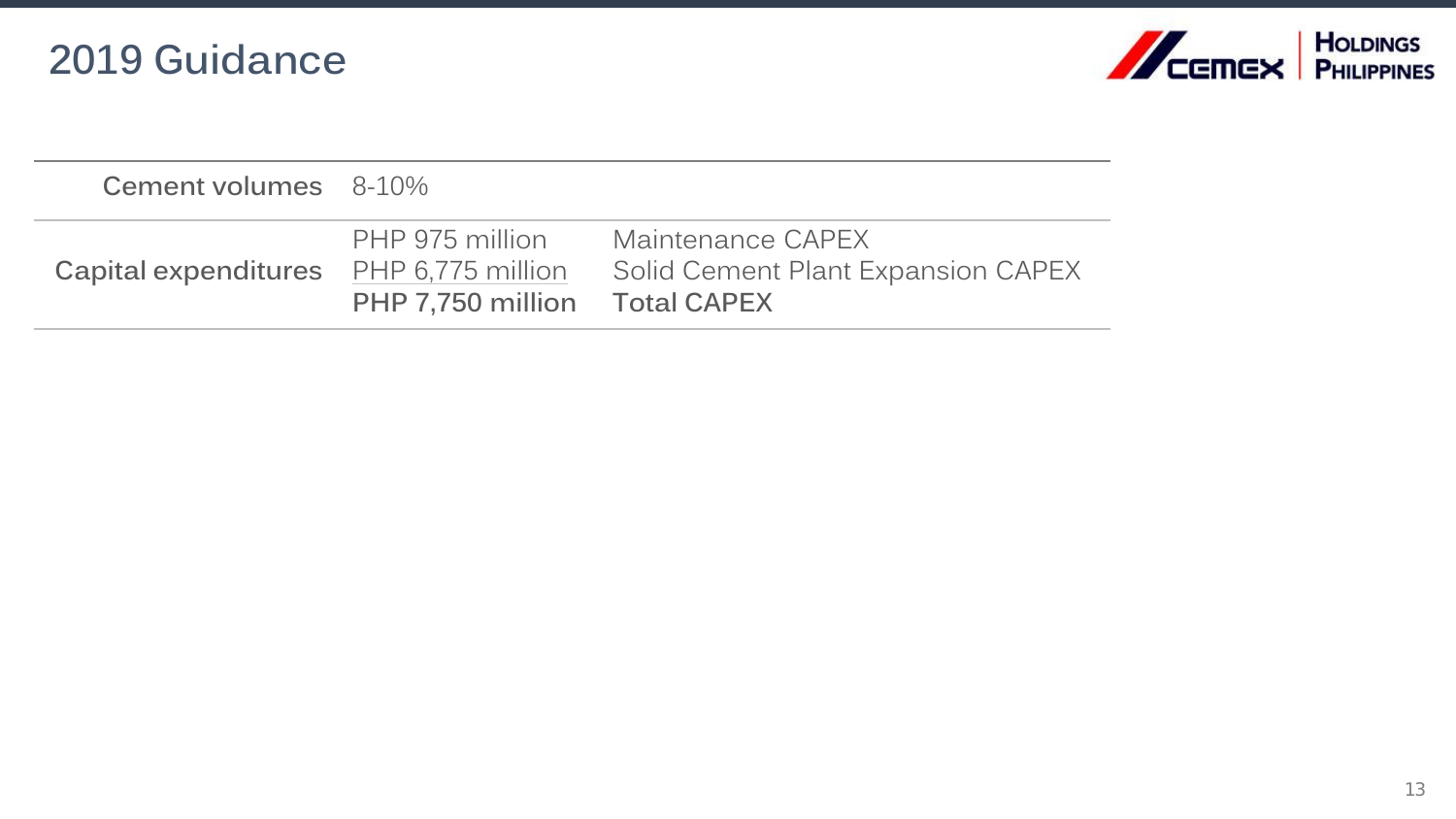# 2019 Guidance

| | | |
|---|---|---|
| **Cement volumes** | 8-10% | |
| **Capital expenditures** | PHP 975 million | Maintenance CAPEX |
| | PHP 6,775 million | Solid Cement Plant Expansion CAPEX |
| | **PHP 7,750 million** | **Total CAPEX** |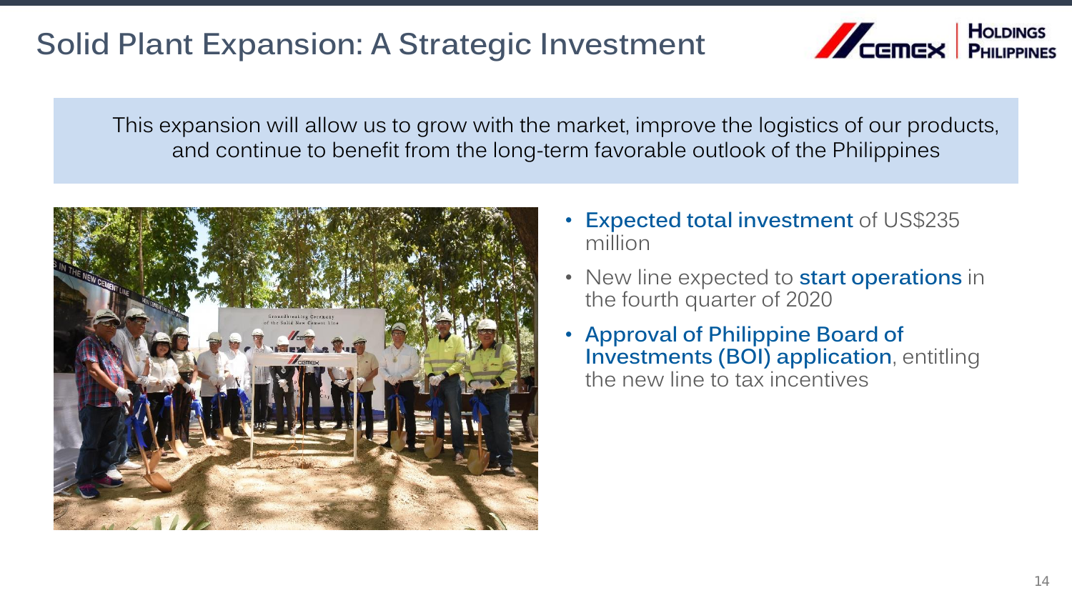# Solid Plant Expansion: A Strategic Investment

This expansion will allow us to grow with the market, improve the logistics of our products, and continue to benefit from the long-term favorable outlook of the Philippines

- **Expected total investment** of US$235 million
- New line expected to **start operations** in the fourth quarter of 2020
- **Approval of Philippine Board of Investments (BOI) application**, entitling the new line to tax incentives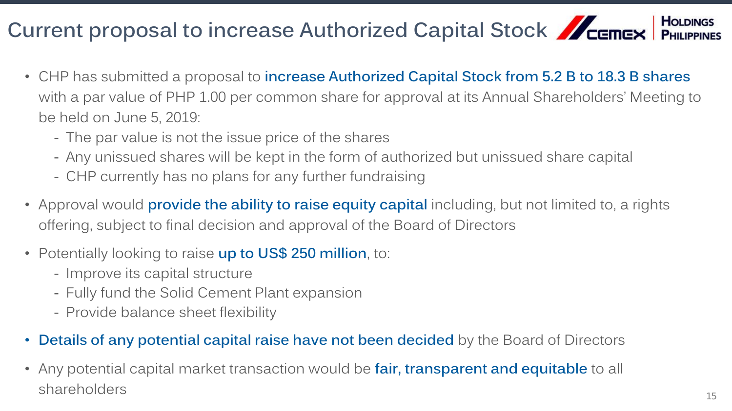# Current proposal to increase Authorized Capital Stock

- CHP has submitted a proposal to **increase Authorized Capital Stock from 5.2 B to 18.3 B shares** with a par value of PHP 1.00 per common share for approval at its Annual Shareholders' Meeting to be held on June 5, 2019:
  - The par value is not the issue price of the shares
  - Any unissued shares will be kept in the form of authorized but unissued share capital
  - CHP currently has no plans for any further fundraising
- Approval would **provide the ability to raise equity capital** including, but not limited to, a rights offering, subject to final decision and approval of the Board of Directors
- Potentially looking to raise **up to US$ 250 million**, to:
  - Improve its capital structure
  - Fully fund the Solid Cement Plant expansion
  - Provide balance sheet flexibility
- **Details of any potential capital raise have not been decided** by the Board of Directors
- Any potential capital market transaction would be **fair, transparent and equitable** to all shareholders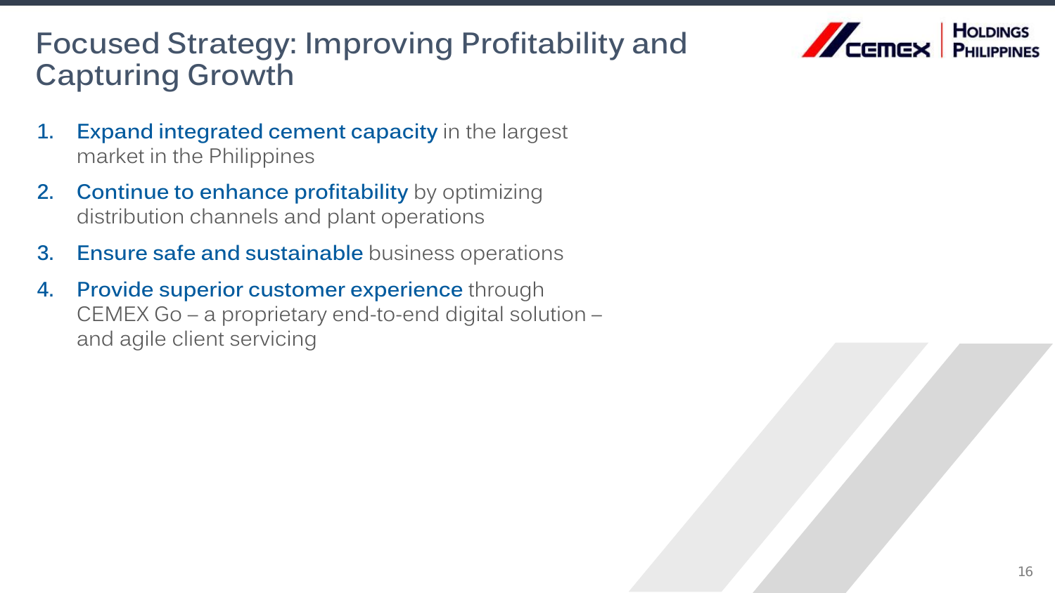# Focused Strategy: Improving Profitability and Capturing Growth

1. **Expand integrated cement capacity** in the largest market in the Philippines
2. **Continue to enhance profitability** by optimizing distribution channels and plant operations
3. **Ensure safe and sustainable** business operations
4. **Provide superior customer experience** through CEMEX Go – a proprietary end-to-end digital solution – and agile client servicing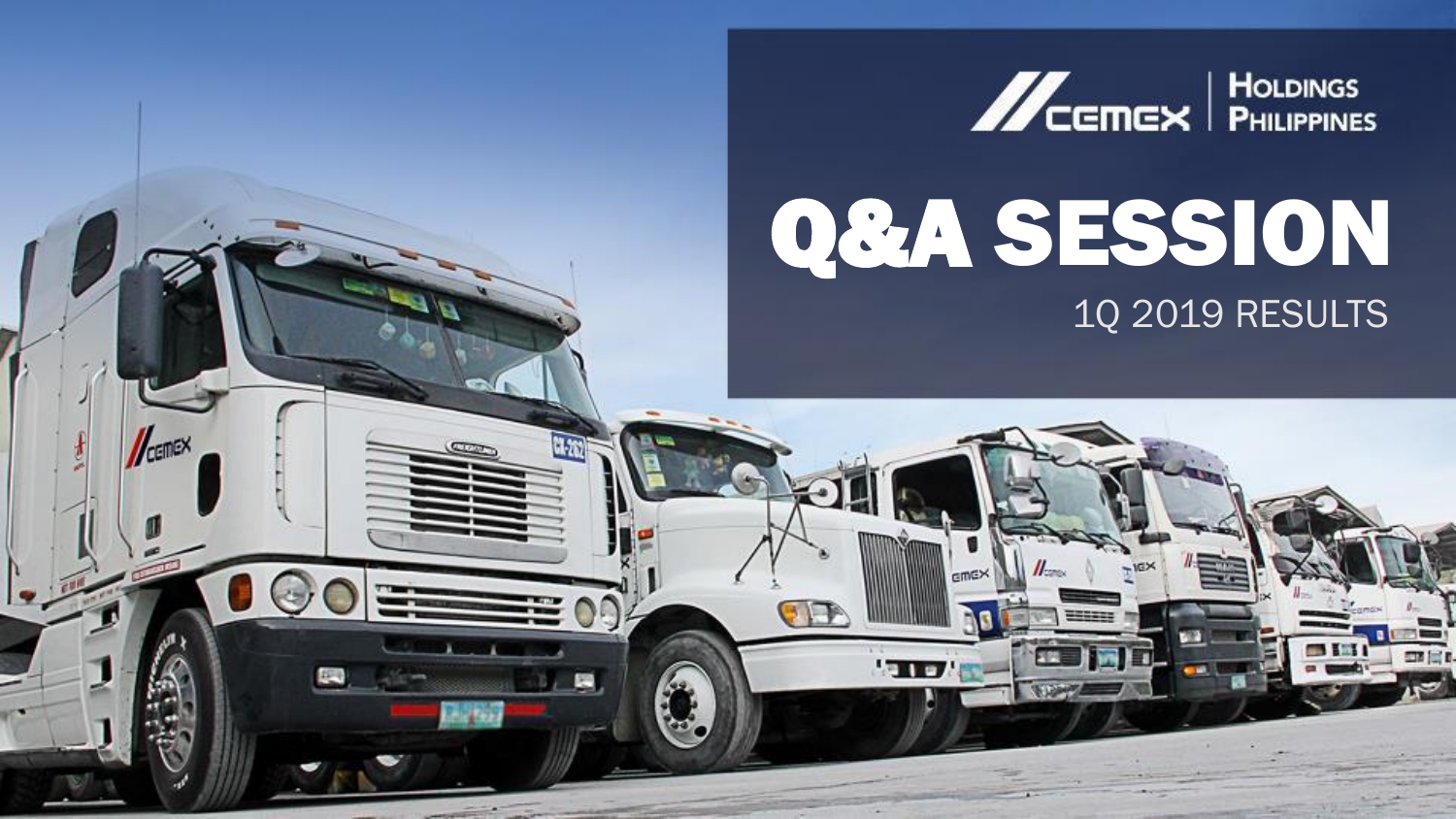CEMEX HOLDINGS PHILIPPINES

# Q&A SESSION

1Q 2019 RESULTS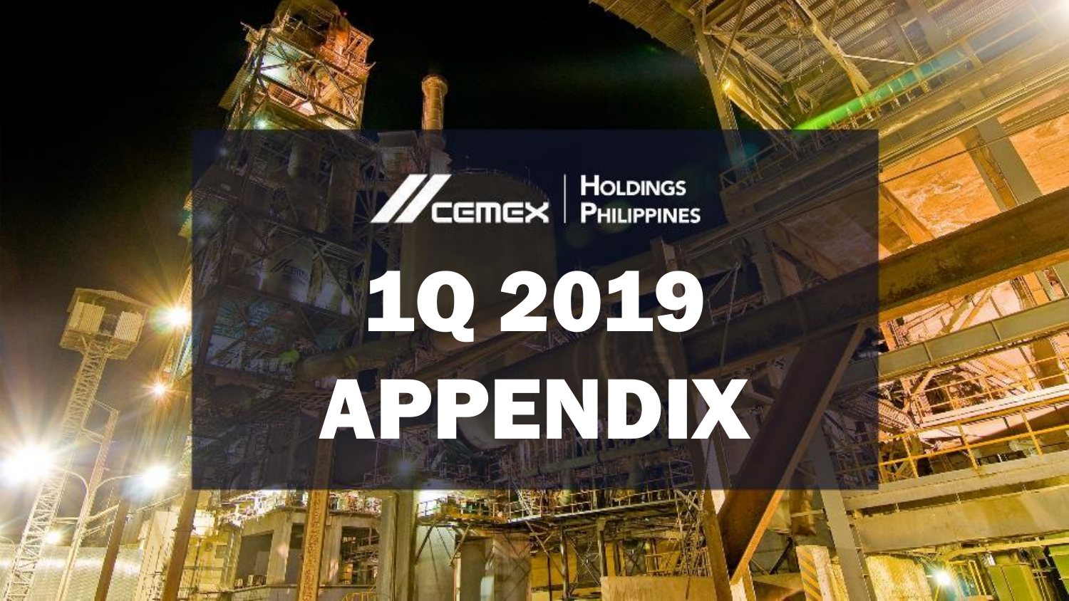CEMEX | HOLDINGS PHILIPPINES

# 1Q 2019 APPENDIX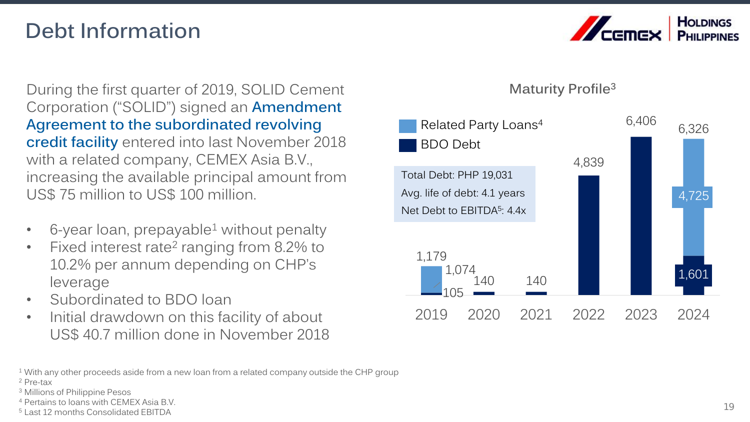# Debt Information

During the first quarter of 2019, SOLID Cement Corporation ("SOLID") signed an **Amendment Agreement to the subordinated revolving credit facility** entered into last November 2018 with a related company, CEMEX Asia B.V., increasing the available principal amount from US$ 75 million to US$ 100 million.

- 6-year loan, prepayable[1] without penalty
- Fixed interest rate[2] ranging from 8.2% to 10.2% per annum depending on CHP's leverage
- Subordinated to BDO loan
- Initial drawdown on this facility of about US$ 40.7 million done in November 2018

## Maturity Profile[3]

Total Debt: PHP 19,031
Avg. life of debt: 4.1 years
Net Debt to EBITDA[5]: 4.4x

| Year | Related Party Loans[4] | BDO Debt | Total |
|---|---|---|---|
| 2019 | 1,074 | 105 | 1,179 |
| 2020 | | 140 | 140 |
| 2021 | | 140 | 140 |
| 2022 | | 4,839 | 4,839 |
| 2023 | | 6,406 | 6,406 |
| 2024 | 4,725 | 1,601 | 6,326 |

[1] With any other proceeds aside from a new loan from a related company outside the CHP group
[2] Pre-tax
[3] Millions of Philippine Pesos
[4] Pertains to loans with CEMEX Asia B.V.
[5] Last 12 months Consolidated EBITDA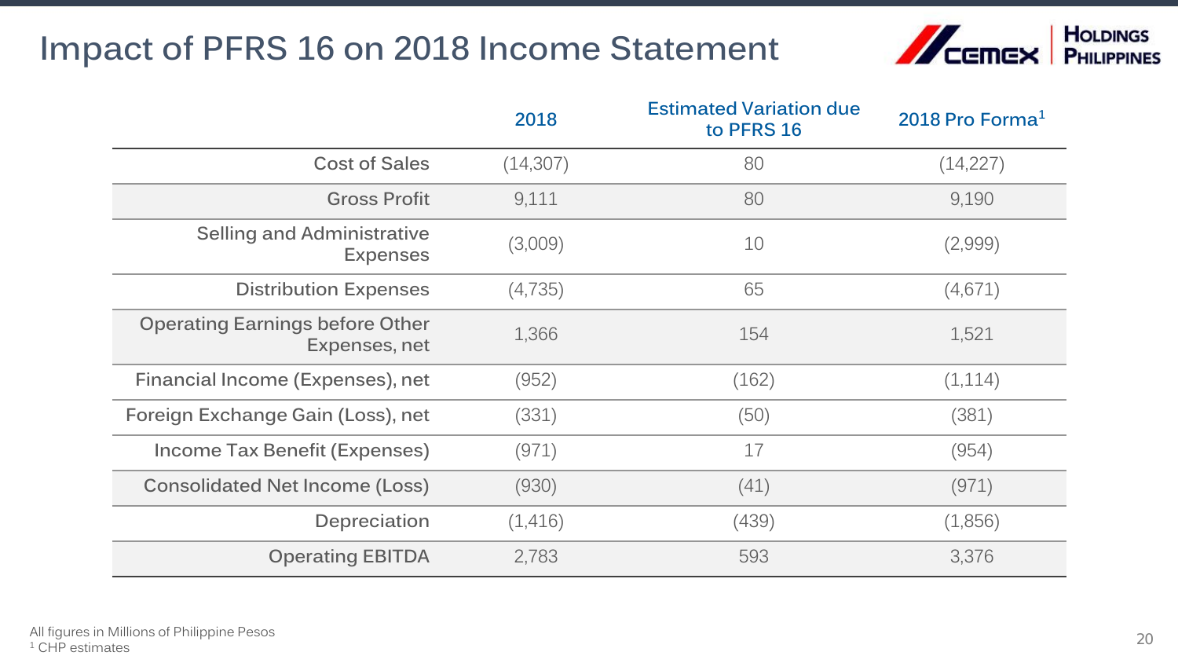# Impact of PFRS 16 on 2018 Income Statement

| | 2018 | Estimated Variation due to PFRS 16 | 2018 Pro Forma[1] |
|---|---|---|---|
| Cost of Sales | (14,307) | 80 | (14,227) |
| Gross Profit | 9,111 | 80 | 9,190 |
| Selling and Administrative Expenses | (3,009) | 10 | (2,999) |
| Distribution Expenses | (4,735) | 65 | (4,671) |
| Operating Earnings before Other Expenses, net | 1,366 | 154 | 1,521 |
| Financial Income (Expenses), net | (952) | (162) | (1,114) |
| Foreign Exchange Gain (Loss), net | (331) | (50) | (381) |
| Income Tax Benefit (Expenses) | (971) | 17 | (954) |
| Consolidated Net Income (Loss) | (930) | (41) | (971) |
| Depreciation | (1,416) | (439) | (1,856) |
| Operating EBITDA | 2,783 | 593 | 3,376 |

All figures in Millions of Philippine Pesos

[1] CHP estimates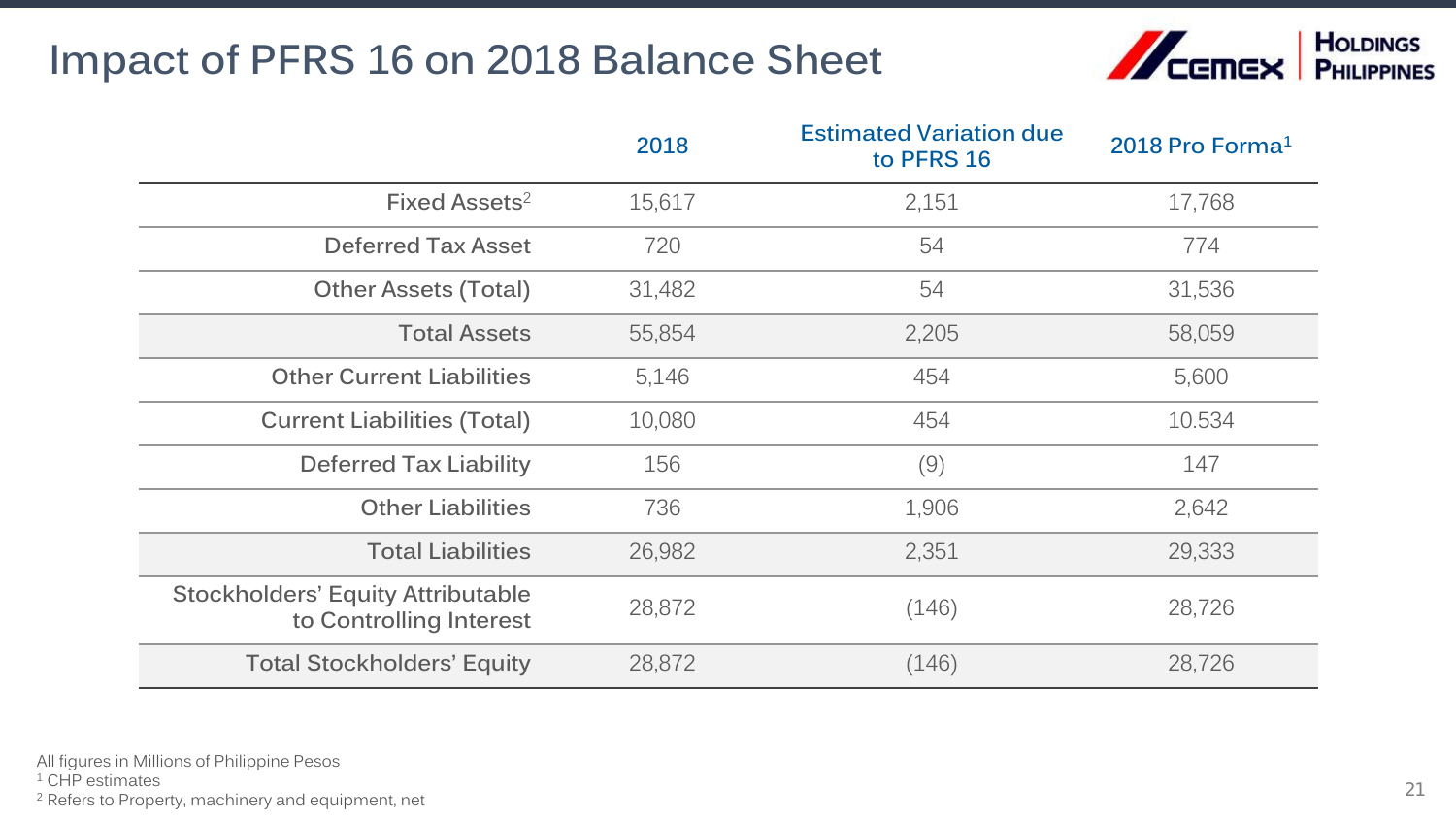# Impact of PFRS 16 on 2018 Balance Sheet

| | 2018 | Estimated Variation due to PFRS 16 | 2018 Pro Forma[1] |
|---|---|---|---|
| Fixed Assets[2] | 15,617 | 2,151 | 17,768 |
| Deferred Tax Asset | 720 | 54 | 774 |
| Other Assets (Total) | 31,482 | 54 | 31,536 |
| Total Assets | 55,854 | 2,205 | 58,059 |
| Other Current Liabilities | 5,146 | 454 | 5,600 |
| Current Liabilities (Total) | 10,080 | 454 | 10.534 |
| Deferred Tax Liability | 156 | (9) | 147 |
| Other Liabilities | 736 | 1,906 | 2,642 |
| Total Liabilities | 26,982 | 2,351 | 29,333 |
| Stockholders' Equity Attributable to Controlling Interest | 28,872 | (146) | 28,726 |
| Total Stockholders' Equity | 28,872 | (146) | 28,726 |

All figures in Millions of Philippine Pesos

[1] CHP estimates

[2] Refers to Property, machinery and equipment, net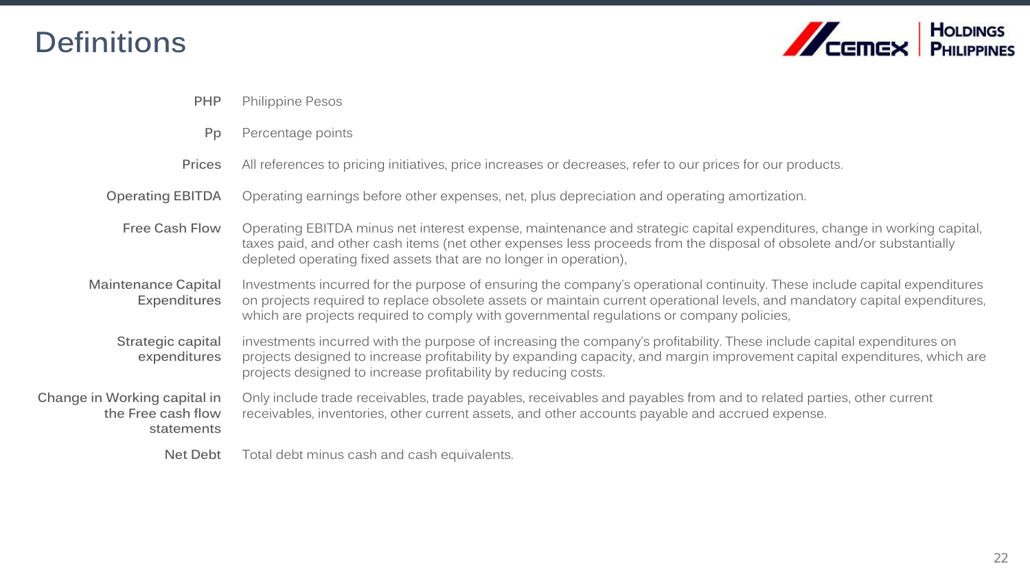# Definitions

| | |
|---|---|
| **PHP** | Philippine Pesos |
| **Pp** | Percentage points |
| **Prices** | All references to pricing initiatives, price increases or decreases, refer to our prices for our products. |
| **Operating EBITDA** | Operating earnings before other expenses, net, plus depreciation and operating amortization. |
| **Free Cash Flow** | Operating EBITDA minus net interest expense, maintenance and strategic capital expenditures, change in working capital, taxes paid, and other cash items (net other expenses less proceeds from the disposal of obsolete and/or substantially depleted operating fixed assets that are no longer in operation), |
| **Maintenance Capital Expenditures** | Investments incurred for the purpose of ensuring the company's operational continuity. These include capital expenditures on projects required to replace obsolete assets or maintain current operational levels, and mandatory capital expenditures, which are projects required to comply with governmental regulations or company policies, |
| **Strategic capital expenditures** | investments incurred with the purpose of increasing the company's profitability. These include capital expenditures on projects designed to increase profitability by expanding capacity, and margin improvement capital expenditures, which are projects designed to increase profitability by reducing costs. |
| **Change in Working capital in the Free cash flow statements** | Only include trade receivables, trade payables, receivables and payables from and to related parties, other current receivables, inventories, other current assets, and other accounts payable and accrued expense. |
| **Net Debt** | Total debt minus cash and cash equivalents. |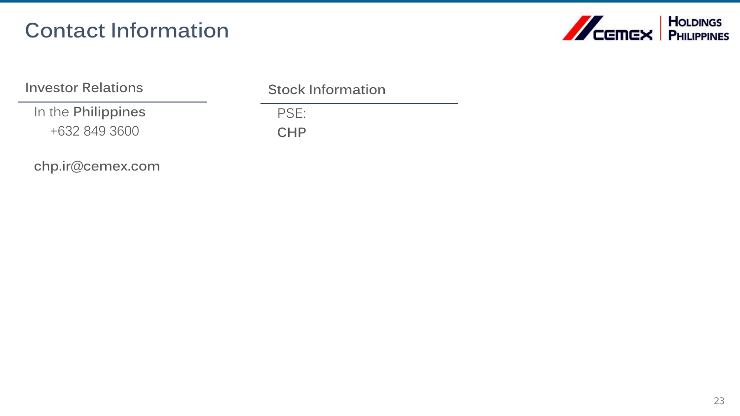# Contact Information

## Investor Relations

In the **Philippines**

+632 849 3600

chp.ir@cemex.com

## Stock Information

PSE:

**CHP**